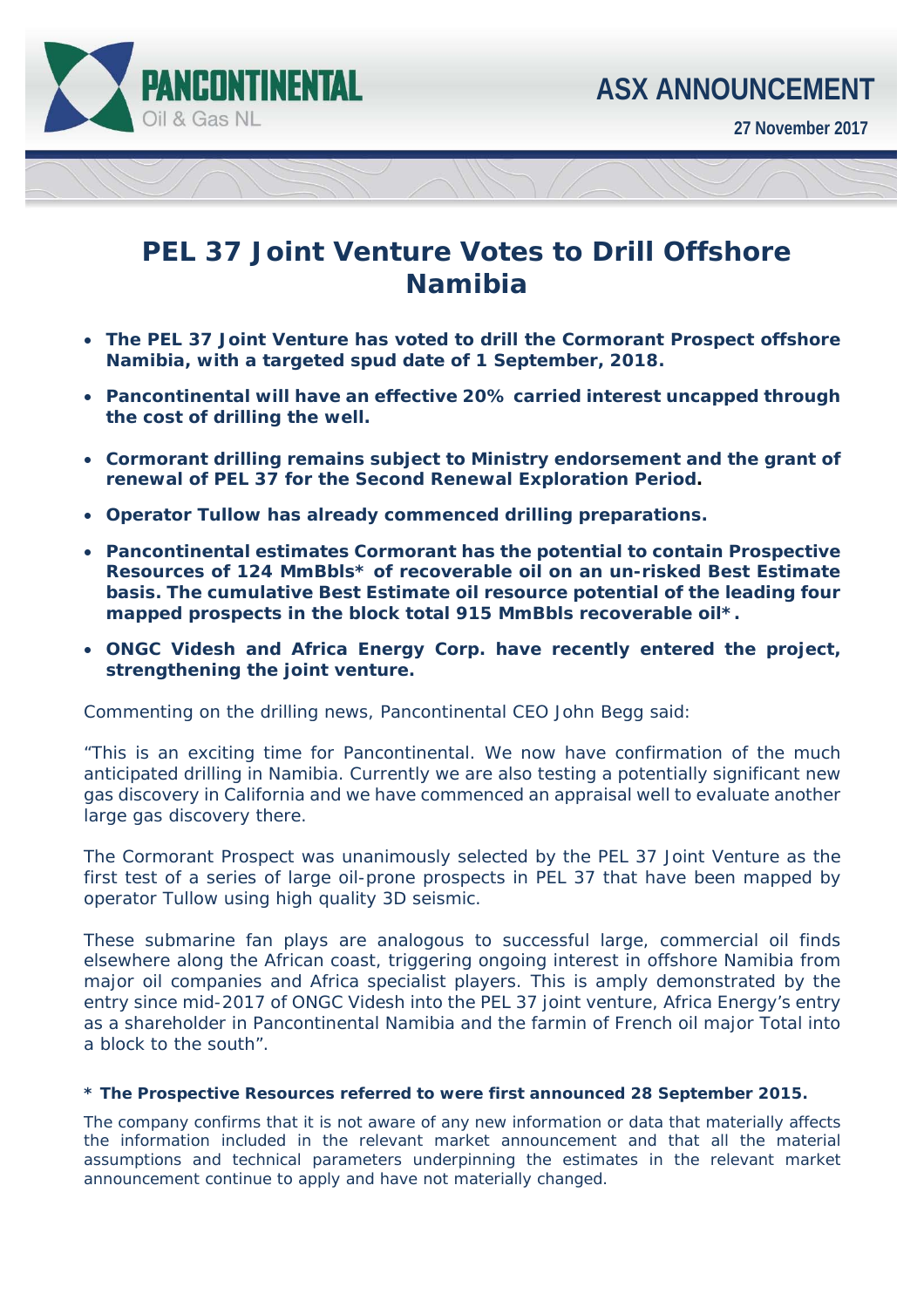PANCONTINENTAL Oil & Gas NL

# ASX ANNOUNCEMENT

**27 November 2017**

# PEL 37 Joint Venture Votes to Drill Offshore Namibia

- **The PEL 37 Joint Venture has voted to drill the Cormorant Prospect offshore Namibia, with a targeted spud date of 1 September, 2018.**
- **Pancontinental will have an effective 20% carried interest uncapped through the cost of drilling the well.**
- **Cormorant drilling remains subject to Ministry endorsement and the grant of renewal of PEL 37 for the Second Renewal Exploration Period.**
- **Operator Tullow has already commenced drilling preparations.**
- **Pancontinental estimates Cormorant has the potential to contain Prospective Resources of 124 MmBbls* of recoverable oil on an un-risked Best Estimate basis. The cumulative Best Estimate oil resource potential of the leading four mapped prospects in the block total 915 MmBbls recoverable oil*.**
- **ONGC Videsh and Africa Energy Corp. have recently entered the project, strengthening the joint venture.**

Commenting on the drilling news, Pancontinental CEO John Begg said:

"This is an exciting time for Pancontinental. We now have confirmation of the much anticipated drilling in Namibia. Currently we are also testing a potentially significant new gas discovery in California and we have commenced an appraisal well to evaluate another large gas discovery there.

The Cormorant Prospect was unanimously selected by the PEL 37 Joint Venture as the first test of a series of large oil-prone prospects in PEL 37 that have been mapped by operator Tullow using high quality 3D seismic.

These submarine fan plays are analogous to successful large, commercial oil finds elsewhere along the African coast, triggering ongoing interest in offshore Namibia from major oil companies and Africa specialist players. This is amply demonstrated by the entry since mid-2017 of ONGC Videsh into the PEL 37 joint venture, Africa Energy's entry as a shareholder in Pancontinental Namibia and the farmin of French oil major Total into a block to the south".

**\* The Prospective Resources referred to were first announced 28 September 2015.**

The company confirms that it is not aware of any new information or data that materially affects the information included in the relevant market announcement and that all the material assumptions and technical parameters underpinning the estimates in the relevant market announcement continue to apply and have not materially changed.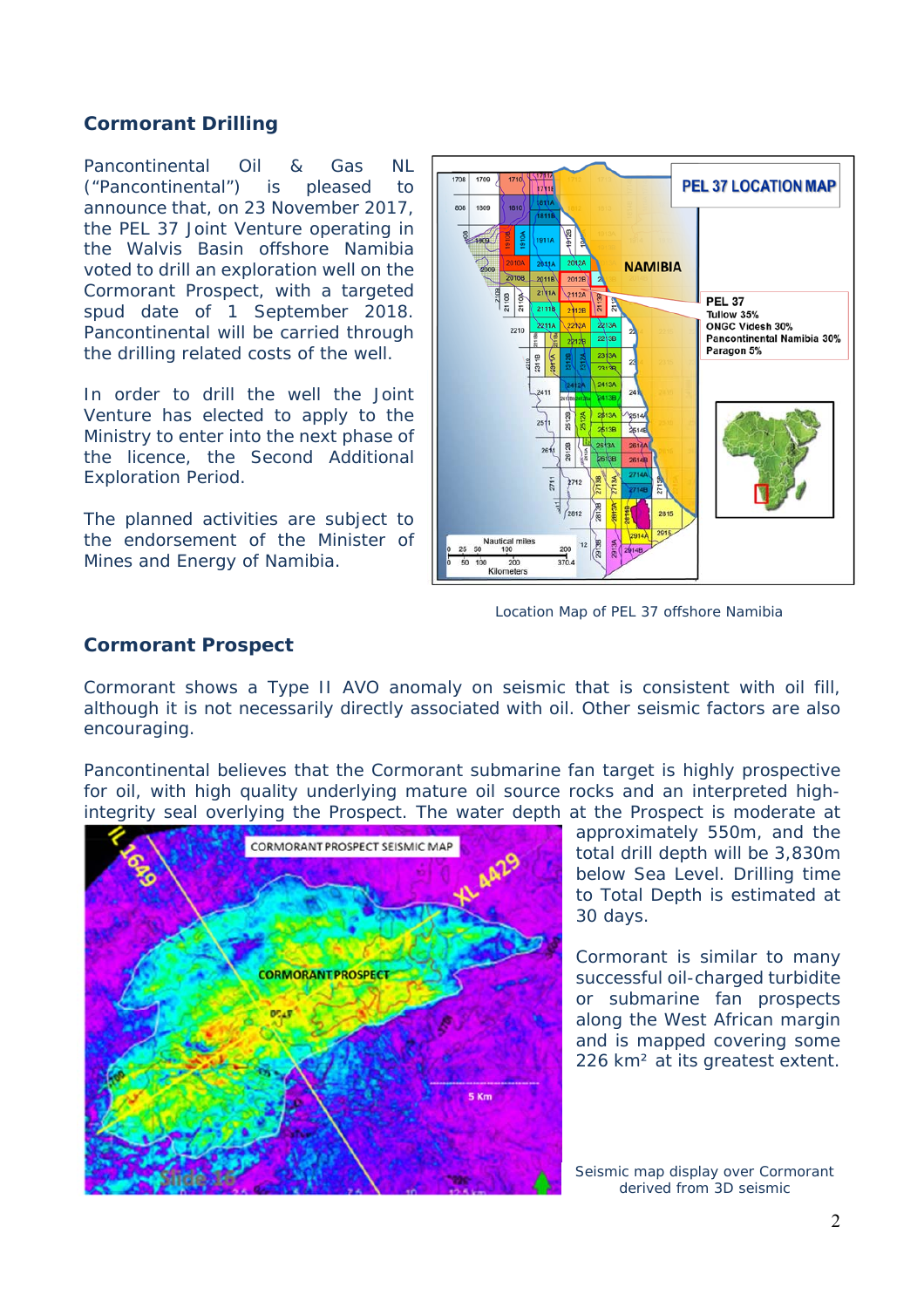## Cormorant Drilling

Pancontinental Oil & Gas NL ("Pancontinental") is pleased to announce that, on 23 November 2017, the PEL 37 Joint Venture operating in the Walvis Basin offshore Namibia voted to drill an exploration well on the Cormorant Prospect, with a targeted spud date of 1 September 2018. Pancontinental will be carried through the drilling related costs of the well.

In order to drill the well the Joint Venture has elected to apply to the Ministry to enter into the next phase of the licence, the Second Additional Exploration Period.

The planned activities are subject to the endorsement of the Minister of Mines and Energy of Namibia.

Location Map of PEL 37 offshore Namibia

## Cormorant Prospect

Cormorant shows a Type II AVO anomaly on seismic that is consistent with oil fill, although it is not necessarily directly associated with oil. Other seismic factors are also encouraging.

Pancontinental believes that the Cormorant submarine fan target is highly prospective for oil, with high quality underlying mature oil source rocks and an interpreted high-integrity seal overlying the Prospect. The water depth at the Prospect is moderate at approximately 550m, and the total drill depth will be 3,830m below Sea Level. Drilling time to Total Depth is estimated at 30 days.

Cormorant is similar to many successful oil-charged turbidite or submarine fan prospects along the West African margin and is mapped covering some 226 km² at its greatest extent.

Seismic map display over Cormorant derived from 3D seismic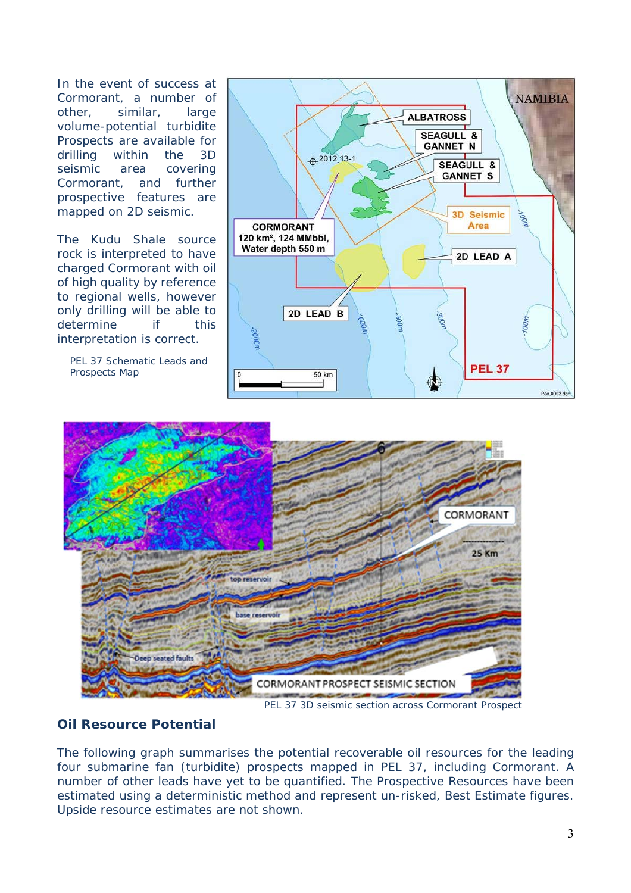In the event of success at Cormorant, a number of other, similar, large volume-potential turbidite Prospects are available for drilling within the 3D seismic area covering Cormorant, and further prospective features are mapped on 2D seismic.

The Kudu Shale source rock is interpreted to have charged Cormorant with oil of high quality by reference to regional wells, however only drilling will be able to determine if this interpretation is correct.

PEL 37 Schematic Leads and Prospects Map

PEL 37 3D seismic section across Cormorant Prospect

## Oil Resource Potential

The following graph summarises the potential recoverable oil resources for the leading four submarine fan (turbidite) prospects mapped in PEL 37, including Cormorant. A number of other leads have yet to be quantified. The Prospective Resources have been estimated using a deterministic method and represent un-risked, Best Estimate figures. Upside resource estimates are not shown.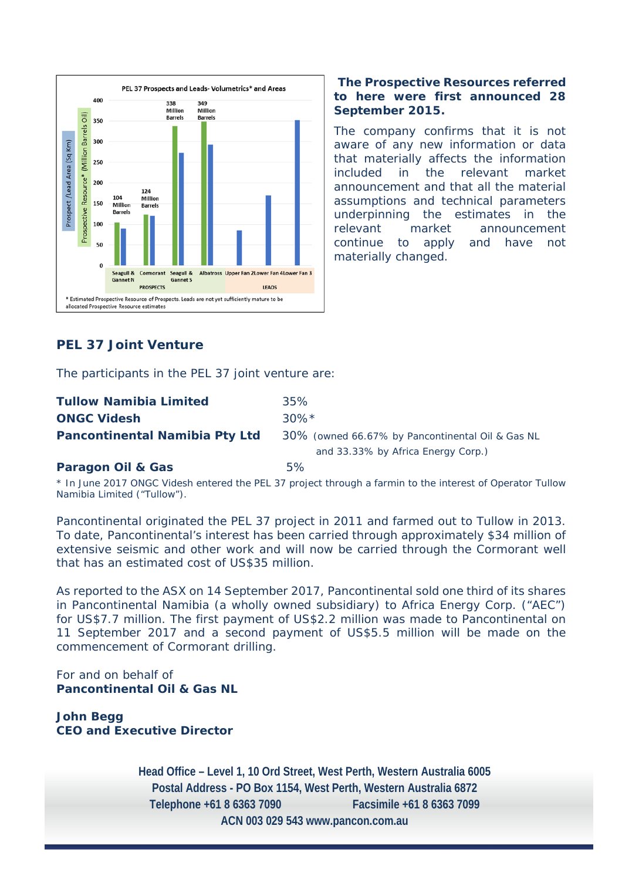PEL 37 Prospects and Leads- Volumetrics* and Areas

Prospect /Lead Area (Sq Km)

Prospective Resource* (Million Barrels Oil)

400
350
300
250
200
150
100
50
0

104 Million Barrels

124 Million Barrels

338 Million Barrels

349 Million Barrels

Seagull & Gannet N

Cormorant

Seagull & Gannet S

Albatross

Upper Fan 2

Lower Fan 4

Lower Fan 3

PROSPECTS

LEADS

* Estimated Prospective Resource of Prospects. Leads are not yet sufficiently mature to be allocated Prospective Resource estimates

**The Prospective Resources referred to here were first announced 28 September 2015.**

The company confirms that it is not aware of any new information or data that materially affects the information included in the relevant market announcement and that all the material assumptions and technical parameters underpinning the estimates in the relevant market announcement continue to apply and have not materially changed.

## PEL 37 Joint Venture

The participants in the PEL 37 joint venture are:

| | |
|---|---|
| **Tullow Namibia Limited** | 35% |
| **ONGC Videsh** | 30%* |
| **Pancontinental Namibia Pty Ltd** | 30% (owned 66.67% by Pancontinental Oil & Gas NL and 33.33% by Africa Energy Corp.) |
| **Paragon Oil & Gas** | 5% |

* In June 2017 ONGC Videsh entered the PEL 37 project through a farmin to the interest of Operator Tullow Namibia Limited ("Tullow").

Pancontinental originated the PEL 37 project in 2011 and farmed out to Tullow in 2013. To date, Pancontinental's interest has been carried through approximately $34 million of extensive seismic and other work and will now be carried through the Cormorant well that has an estimated cost of US$35 million.

As reported to the ASX on 14 September 2017, Pancontinental sold one third of its shares in Pancontinental Namibia (a wholly owned subsidiary) to Africa Energy Corp. ("AEC") for US$7.7 million. The first payment of US$2.2 million was made to Pancontinental on 11 September 2017 and a second payment of US$5.5 million will be made on the commencement of Cormorant drilling.

For and on behalf of
**Pancontinental Oil & Gas NL**

**John Begg**
**CEO and Executive Director**

**Head Office – Level 1, 10 Ord Street, West Perth, Western Australia 6005**
**Postal Address - PO Box 1154, West Perth, Western Australia 6872**
**Telephone +61 8 6363 7090 Facsimile +61 8 6363 7099**
**ACN 003 029 543 www.pancon.com.au**